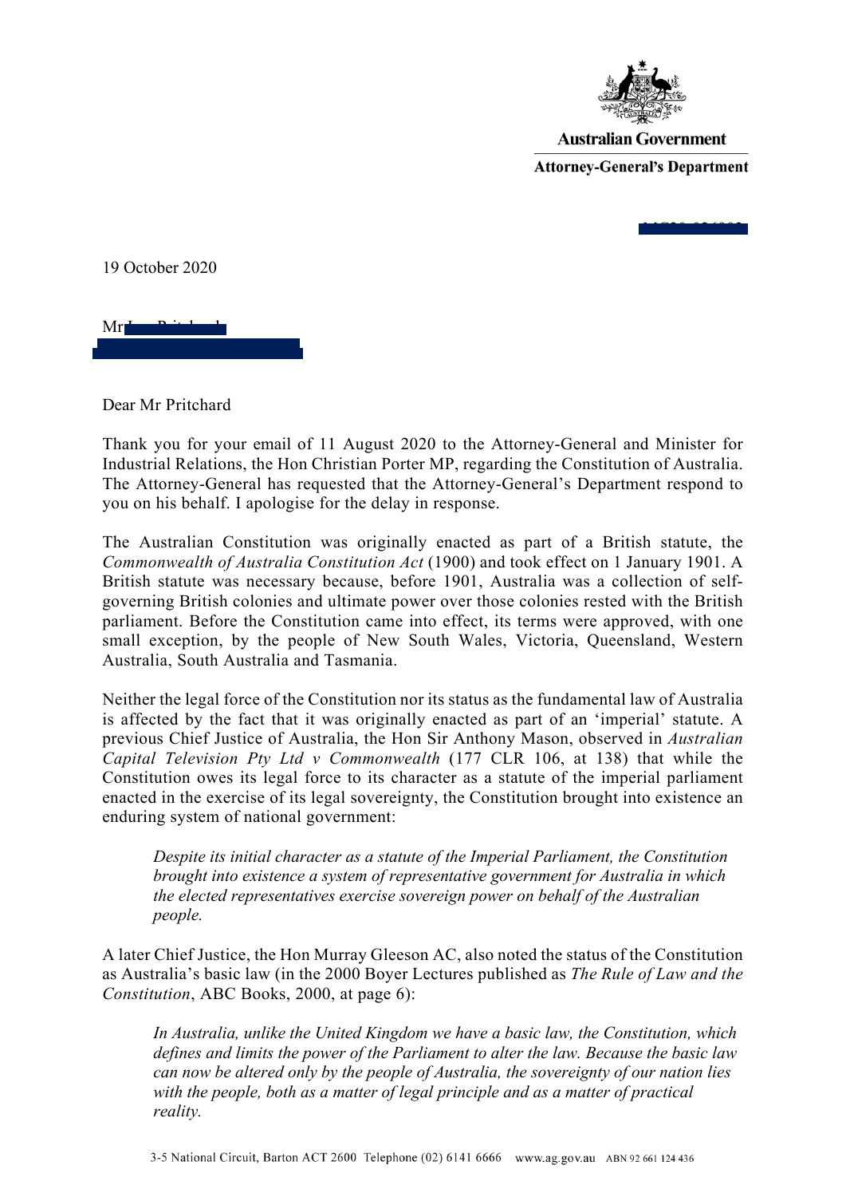Australian Government

Attorney-General's Department

19 October 2020

Mr

Dear Mr Pritchard

Thank you for your email of 11 August 2020 to the Attorney-General and Minister for Industrial Relations, the Hon Christian Porter MP, regarding the Constitution of Australia. The Attorney-General has requested that the Attorney-General's Department respond to you on his behalf. I apologise for the delay in response.

The Australian Constitution was originally enacted as part of a British statute, the *Commonwealth of Australia Constitution Act* (1900) and took effect on 1 January 1901. A British statute was necessary because, before 1901, Australia was a collection of self-governing British colonies and ultimate power over those colonies rested with the British parliament. Before the Constitution came into effect, its terms were approved, with one small exception, by the people of New South Wales, Victoria, Queensland, Western Australia, South Australia and Tasmania.

Neither the legal force of the Constitution nor its status as the fundamental law of Australia is affected by the fact that it was originally enacted as part of an 'imperial' statute. A previous Chief Justice of Australia, the Hon Sir Anthony Mason, observed in *Australian Capital Television Pty Ltd v Commonwealth* (177 CLR 106, at 138) that while the Constitution owes its legal force to its character as a statute of the imperial parliament enacted in the exercise of its legal sovereignty, the Constitution brought into existence an enduring system of national government:

> *Despite its initial character as a statute of the Imperial Parliament, the Constitution brought into existence a system of representative government for Australia in which the elected representatives exercise sovereign power on behalf of the Australian people.*

A later Chief Justice, the Hon Murray Gleeson AC, also noted the status of the Constitution as Australia's basic law (in the 2000 Boyer Lectures published as *The Rule of Law and the Constitution*, ABC Books, 2000, at page 6):

> *In Australia, unlike the United Kingdom we have a basic law, the Constitution, which defines and limits the power of the Parliament to alter the law. Because the basic law can now be altered only by the people of Australia, the sovereignty of our nation lies with the people, both as a matter of legal principle and as a matter of practical reality.*

3-5 National Circuit, Barton ACT 2600 Telephone (02) 6141 6666 www.ag.gov.au ABN 92 661 124 436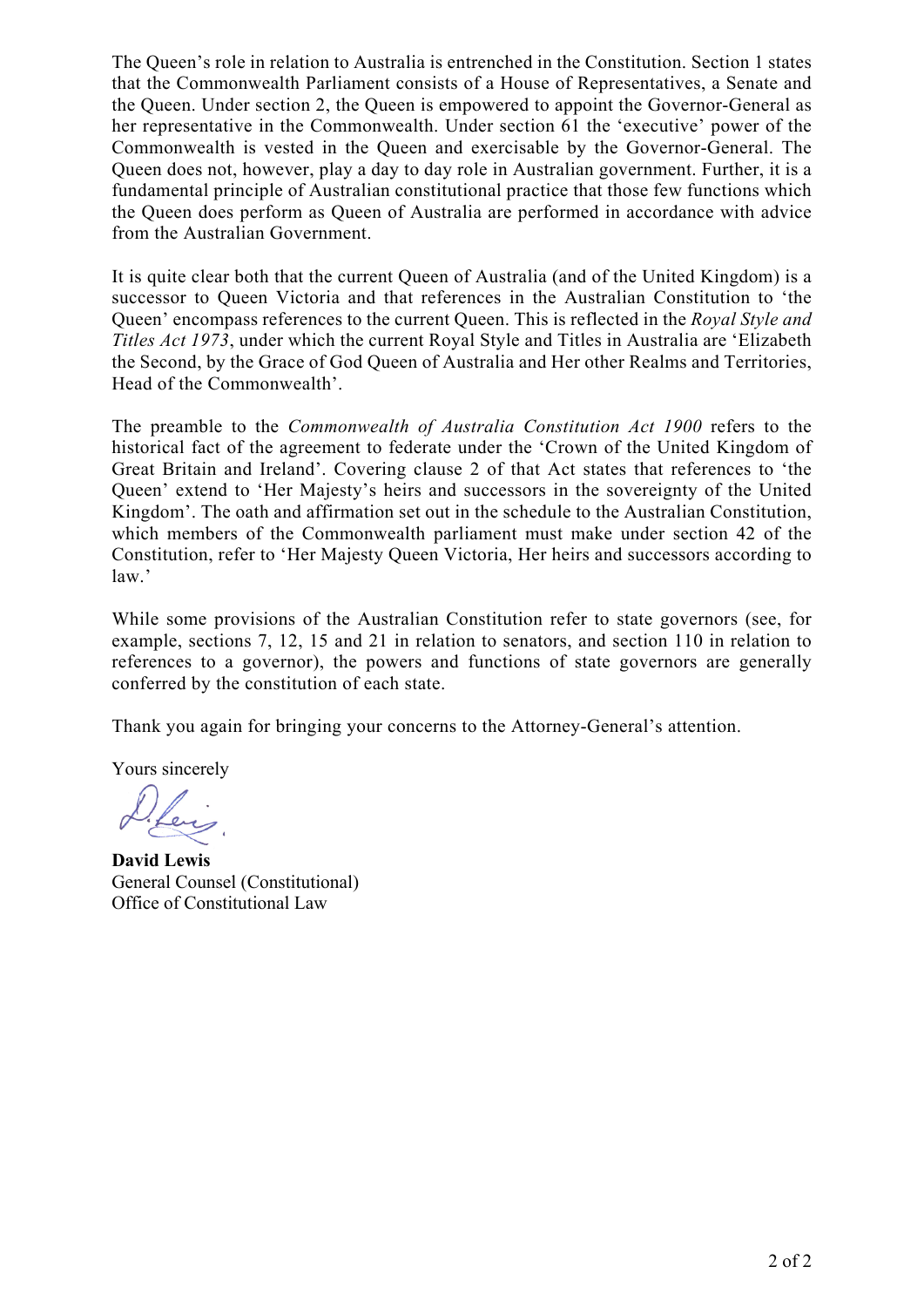The Queen's role in relation to Australia is entrenched in the Constitution. Section 1 states that the Commonwealth Parliament consists of a House of Representatives, a Senate and the Queen. Under section 2, the Queen is empowered to appoint the Governor-General as her representative in the Commonwealth. Under section 61 the 'executive' power of the Commonwealth is vested in the Queen and exercisable by the Governor-General. The Queen does not, however, play a day to day role in Australian government. Further, it is a fundamental principle of Australian constitutional practice that those few functions which the Queen does perform as Queen of Australia are performed in accordance with advice from the Australian Government.

It is quite clear both that the current Queen of Australia (and of the United Kingdom) is a successor to Queen Victoria and that references in the Australian Constitution to 'the Queen' encompass references to the current Queen. This is reflected in the *Royal Style and Titles Act 1973*, under which the current Royal Style and Titles in Australia are 'Elizabeth the Second, by the Grace of God Queen of Australia and Her other Realms and Territories, Head of the Commonwealth'.

The preamble to the *Commonwealth of Australia Constitution Act 1900* refers to the historical fact of the agreement to federate under the 'Crown of the United Kingdom of Great Britain and Ireland'. Covering clause 2 of that Act states that references to 'the Queen' extend to 'Her Majesty's heirs and successors in the sovereignty of the United Kingdom'. The oath and affirmation set out in the schedule to the Australian Constitution, which members of the Commonwealth parliament must make under section 42 of the Constitution, refer to 'Her Majesty Queen Victoria, Her heirs and successors according to law.'

While some provisions of the Australian Constitution refer to state governors (see, for example, sections 7, 12, 15 and 21 in relation to senators, and section 110 in relation to references to a governor), the powers and functions of state governors are generally conferred by the constitution of each state.

Thank you again for bringing your concerns to the Attorney-General's attention.

Yours sincerely

**David Lewis**
General Counsel (Constitutional)
Office of Constitutional Law